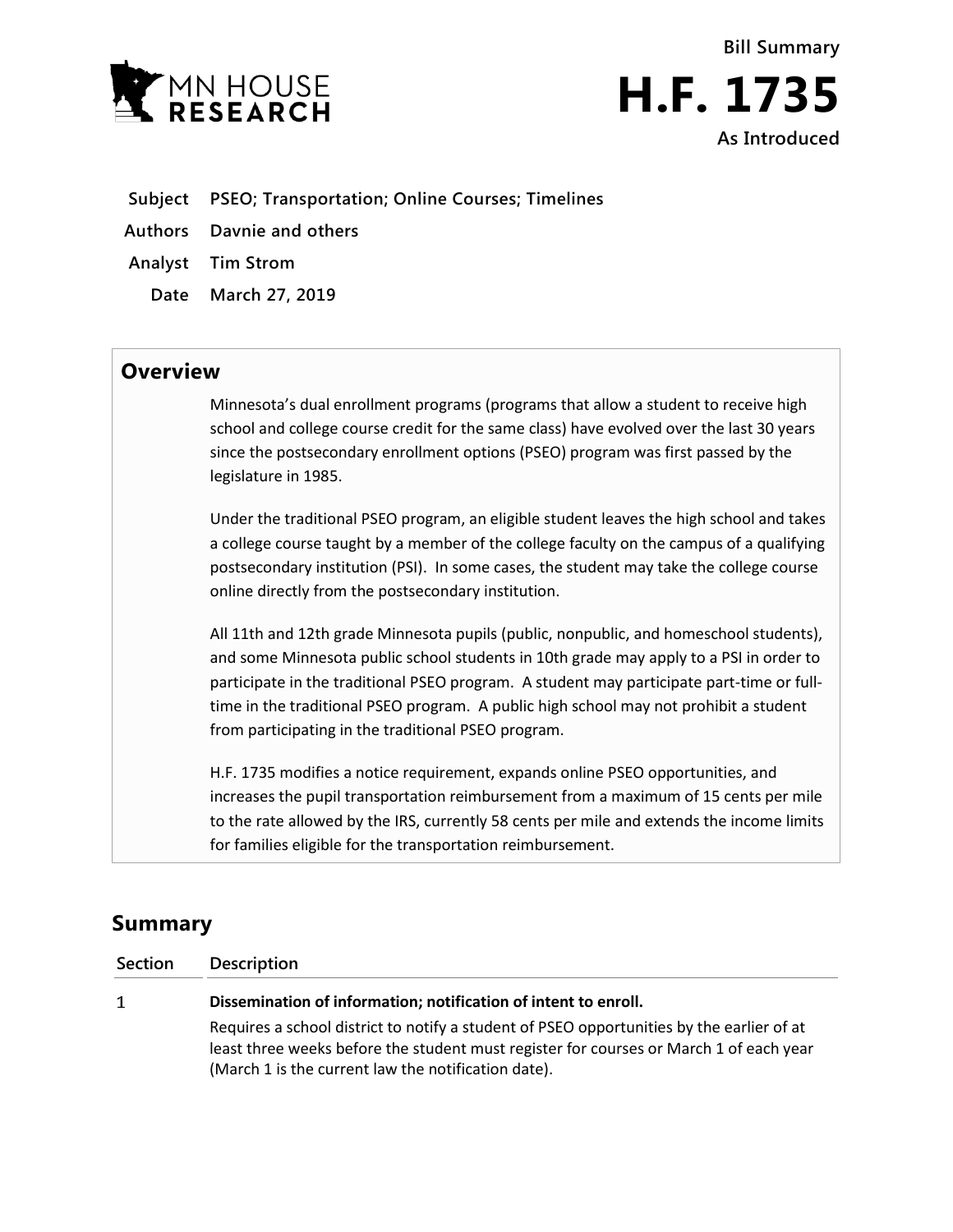MN HOUSE RESEARCH

Bill Summary

# H.F. 1735

As Introduced

**Subject** PSEO; Transportation; Online Courses; Timelines

**Authors** Davnie and others

**Analyst** Tim Strom

**Date** March 27, 2019

## Overview

Minnesota's dual enrollment programs (programs that allow a student to receive high school and college course credit for the same class) have evolved over the last 30 years since the postsecondary enrollment options (PSEO) program was first passed by the legislature in 1985.

Under the traditional PSEO program, an eligible student leaves the high school and takes a college course taught by a member of the college faculty on the campus of a qualifying postsecondary institution (PSI). In some cases, the student may take the college course online directly from the postsecondary institution.

All 11th and 12th grade Minnesota pupils (public, nonpublic, and homeschool students), and some Minnesota public school students in 10th grade may apply to a PSI in order to participate in the traditional PSEO program. A student may participate part-time or full-time in the traditional PSEO program. A public high school may not prohibit a student from participating in the traditional PSEO program.

H.F. 1735 modifies a notice requirement, expands online PSEO opportunities, and increases the pupil transportation reimbursement from a maximum of 15 cents per mile to the rate allowed by the IRS, currently 58 cents per mile and extends the income limits for families eligible for the transportation reimbursement.

## Summary

| Section | Description |
|---|---|
| 1 | **Dissemination of information; notification of intent to enroll.** Requires a school district to notify a student of PSEO opportunities by the earlier of at least three weeks before the student must register for courses or March 1 of each year (March 1 is the current law the notification date). |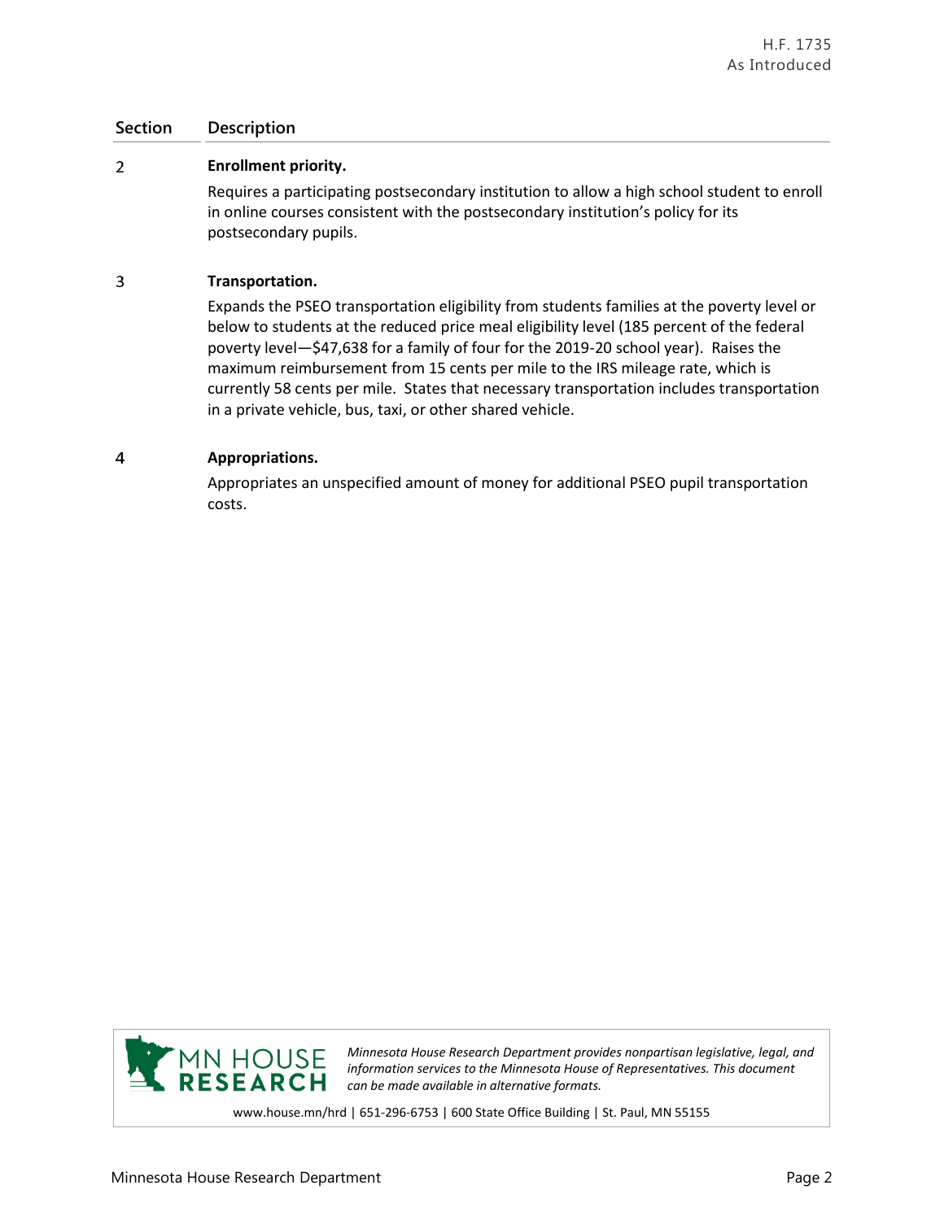| Section | Description |
|---|---|
| 2 | **Enrollment priority.**<br>Requires a participating postsecondary institution to allow a high school student to enroll in online courses consistent with the postsecondary institution's policy for its postsecondary pupils. |
| 3 | **Transportation.**<br>Expands the PSEO transportation eligibility from students families at the poverty level or below to students at the reduced price meal eligibility level (185 percent of the federal poverty level—$47,638 for a family of four for the 2019-20 school year). Raises the maximum reimbursement from 15 cents per mile to the IRS mileage rate, which is currently 58 cents per mile. States that necessary transportation includes transportation in a private vehicle, bus, taxi, or other shared vehicle. |
| 4 | **Appropriations.**<br>Appropriates an unspecified amount of money for additional PSEO pupil transportation costs. |

MN HOUSE RESEARCH

*Minnesota House Research Department provides nonpartisan legislative, legal, and information services to the Minnesota House of Representatives. This document can be made available in alternative formats.*

www.house.mn/hrd | 651-296-6753 | 600 State Office Building | St. Paul, MN 55155